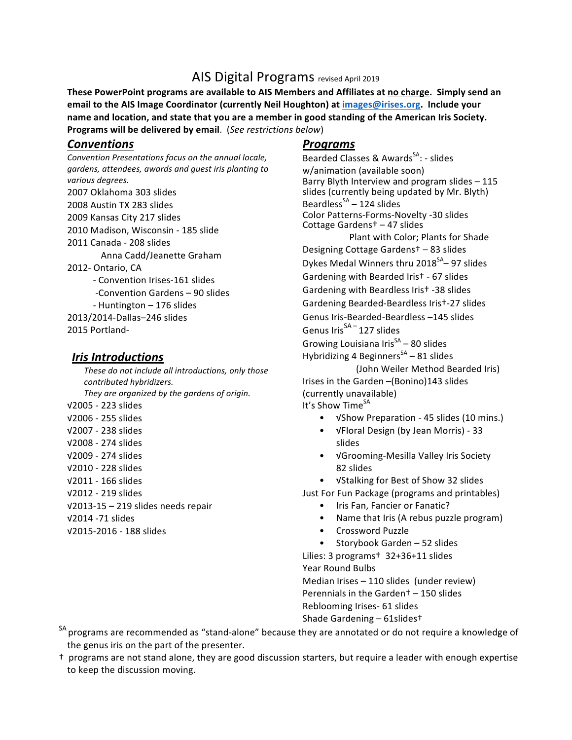# AIS Digital Programs revised April 2019

**These PowerPoint programs are available to AIS Members and Affiliates at no charge. Simply send an email to the AIS Image Coordinator (currently Neil Houghton) at [images@irises.org](mailto:images@irises.org). Include your name and location, and state that you are a member in good standing of the American Iris Society. Programs will be delivered by email**. (*See restrictions below*)

## *Conventions*

*Convention Presentations focus on the annual locale, gardens, attendees, awards and guest iris planting to various degrees.*

2007 Oklahoma 303 slides
2008 Austin TX 283 slides
2009 Kansas City 217 slides
2010 Madison, Wisconsin - 185 slide
2011 Canada - 208 slides
  Anna Cadd/Jeanette Graham
2012- Ontario, CA
  - Convention Irises-161 slides
  - Convention Gardens – 90 slides
  - Huntington – 176 slides

2013/2014-Dallas–246 slides
2015 Portland-

## *Iris Introductions*

*These do not include all introductions, only those contributed hybridizers.*
*They are organized by the gardens of origin.*

√2005 - 223 slides
√2006 - 255 slides
√2007 - 238 slides
√2008 - 274 slides
√2009 - 274 slides
√2010 - 228 slides
√2011 - 166 slides
√2012 - 219 slides
√2013-15 – 219 slides needs repair
√2014 -71 slides
√2015-2016 - 188 slides

## *Programs*

Bearded Classes & Awards[SA]: - slides w/animation (available soon)
Barry Blyth Interview and program slides – 115 slides (currently being updated by Mr. Blyth)
Beardless[SA] – 124 slides
Color Patterns-Forms-Novelty -30 slides
Cottage Gardens† – 47 slides
  Plant with Color; Plants for Shade
Designing Cottage Gardens† – 83 slides
Dykes Medal Winners thru 2018[SA]– 97 slides
Gardening with Bearded Iris† - 67 slides
Gardening with Beardless Iris† -38 slides
Gardening Bearded-Beardless Iris†-27 slides
Genus Iris-Bearded-Beardless –145 slides
Genus Iris[SA] – 127 slides
Growing Louisiana Iris[SA] – 80 slides
Hybridizing 4 Beginners[SA] – 81 slides
  (John Weiler Method Bearded Iris)
Irises in the Garden –(Bonino)143 slides (currently unavailable)
It's Show Time[SA]

- √Show Preparation - 45 slides (10 mins.)
- √Floral Design (by Jean Morris) - 33 slides
- √Grooming-Mesilla Valley Iris Society 82 slides
- √Stalking for Best of Show 32 slides

Just For Fun Package (programs and printables)

- Iris Fan, Fancier or Fanatic?
- Name that Iris (A rebus puzzle program)
- Crossword Puzzle
- Storybook Garden – 52 slides

Lilies: 3 programs† 32+36+11 slides
Year Round Bulbs
Median Irises – 110 slides (under review)
Perennials in the Garden† – 150 slides
Reblooming Irises- 61 slides
Shade Gardening – 61slides†

[SA] programs are recommended as "stand-alone" because they are annotated or do not require a knowledge of the genus iris on the part of the presenter.

† programs are not stand alone, they are good discussion starters, but require a leader with enough expertise to keep the discussion moving.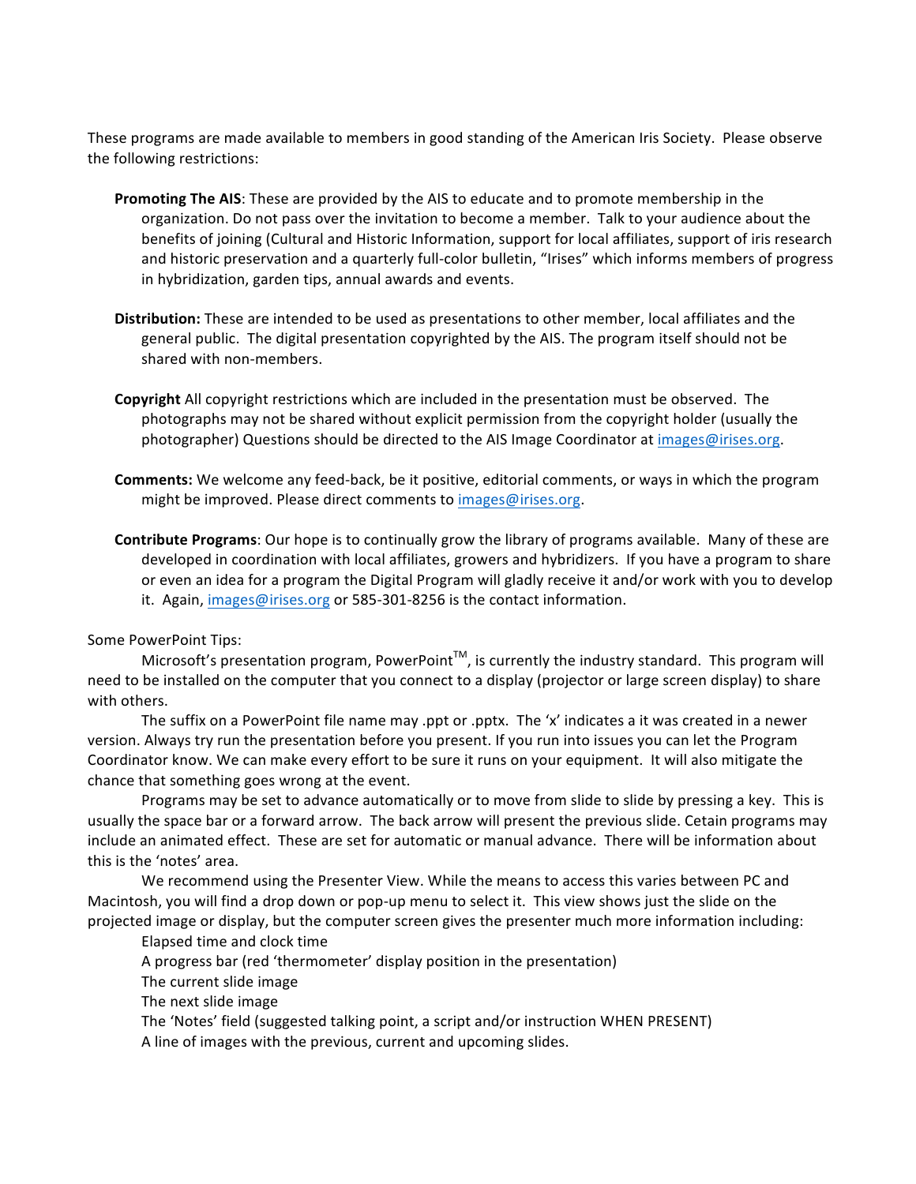These programs are made available to members in good standing of the American Iris Society. Please observe the following restrictions:

**Promoting The AIS**: These are provided by the AIS to educate and to promote membership in the organization. Do not pass over the invitation to become a member. Talk to your audience about the benefits of joining (Cultural and Historic Information, support for local affiliates, support of iris research and historic preservation and a quarterly full-color bulletin, "Irises" which informs members of progress in hybridization, garden tips, annual awards and events.

**Distribution:** These are intended to be used as presentations to other member, local affiliates and the general public. The digital presentation copyrighted by the AIS. The program itself should not be shared with non-members.

**Copyright** All copyright restrictions which are included in the presentation must be observed. The photographs may not be shared without explicit permission from the copyright holder (usually the photographer) Questions should be directed to the AIS Image Coordinator at images@irises.org.

**Comments:** We welcome any feed-back, be it positive, editorial comments, or ways in which the program might be improved. Please direct comments to images@irises.org.

**Contribute Programs**: Our hope is to continually grow the library of programs available. Many of these are developed in coordination with local affiliates, growers and hybridizers. If you have a program to share or even an idea for a program the Digital Program will gladly receive it and/or work with you to develop it. Again, images@irises.org or 585-301-8256 is the contact information.

Some PowerPoint Tips:

Microsoft's presentation program, PowerPoint™, is currently the industry standard. This program will need to be installed on the computer that you connect to a display (projector or large screen display) to share with others.

The suffix on a PowerPoint file name may .ppt or .pptx. The 'x' indicates a it was created in a newer version. Always try run the presentation before you present. If you run into issues you can let the Program Coordinator know. We can make every effort to be sure it runs on your equipment. It will also mitigate the chance that something goes wrong at the event.

Programs may be set to advance automatically or to move from slide to slide by pressing a key. This is usually the space bar or a forward arrow. The back arrow will present the previous slide. Cetain programs may include an animated effect. These are set for automatic or manual advance. There will be information about this is the 'notes' area.

We recommend using the Presenter View. While the means to access this varies between PC and Macintosh, you will find a drop down or pop-up menu to select it. This view shows just the slide on the projected image or display, but the computer screen gives the presenter much more information including:

Elapsed time and clock time
A progress bar (red 'thermometer' display position in the presentation)
The current slide image
The next slide image
The 'Notes' field (suggested talking point, a script and/or instruction WHEN PRESENT)
A line of images with the previous, current and upcoming slides.